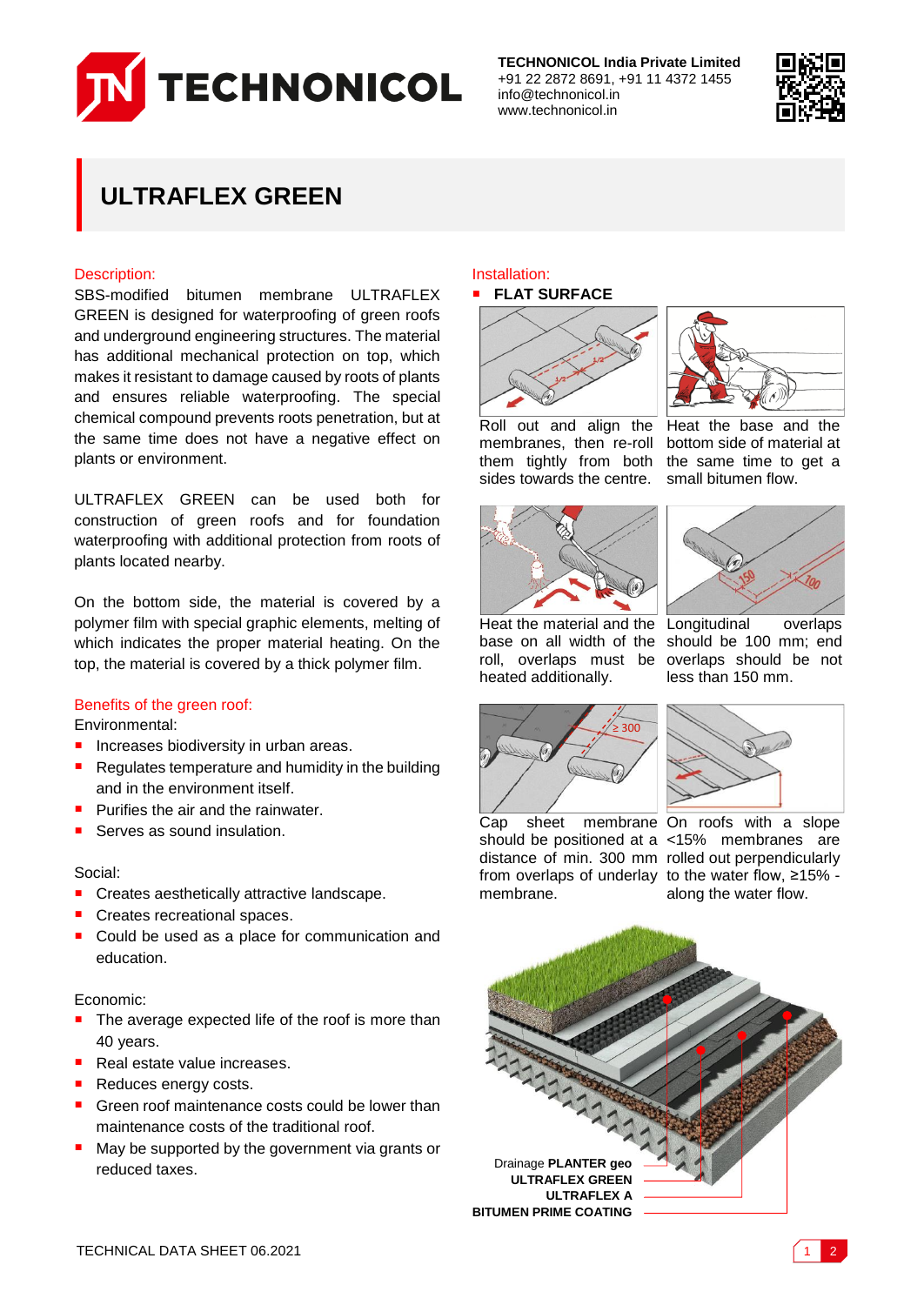**TECHNONICOL India Private Limited**
+91 22 2872 8691, +91 11 4372 1455
info@technonicol.in
www.technonicol.in

# ULTRAFLEX GREEN

## Description:

SBS-modified bitumen membrane ULTRAFLEX GREEN is designed for waterproofing of green roofs and underground engineering structures. The material has additional mechanical protection on top, which makes it resistant to damage caused by roots of plants and ensures reliable waterproofing. The special chemical compound prevents roots penetration, but at the same time does not have a negative effect on plants or environment.

ULTRAFLEX GREEN can be used both for construction of green roofs and for foundation waterproofing with additional protection from roots of plants located nearby.

On the bottom side, the material is covered by a polymer film with special graphic elements, melting of which indicates the proper material heating. On the top, the material is covered by a thick polymer film.

## Benefits of the green roof:

Environmental:

- Increases biodiversity in urban areas.
- Regulates temperature and humidity in the building and in the environment itself.
- Purifies the air and the rainwater.
- Serves as sound insulation.

Social:

- Creates aesthetically attractive landscape.
- Creates recreational spaces.
- Could be used as a place for communication and education.

Economic:

- The average expected life of the roof is more than 40 years.
- Real estate value increases.
- Reduces energy costs.
- Green roof maintenance costs could be lower than maintenance costs of the traditional roof.
- May be supported by the government via grants or reduced taxes.

## Installation:

- **FLAT SURFACE**

Roll out and align the membranes, then re-roll them tightly from both sides towards the centre.

Heat the base and the bottom side of material at the same time to get a small bitumen flow.

Heat the material and the base on all width of the roll, overlaps must be heated additionally.

Longitudinal overlaps should be 100 mm; end overlaps should be not less than 150 mm.

Cap sheet membrane should be positioned at a distance of min. 300 mm from overlaps of underlay membrane.

On roofs with a slope <15% membranes are rolled out perpendicularly to the water flow, ≥15% - along the water flow.

Drainage **PLANTER geo**
**ULTRAFLEX GREEN**
**ULTRAFLEX A**
**BITUMEN PRIME COATING**

TECHNICAL DATA SHEET 06.2021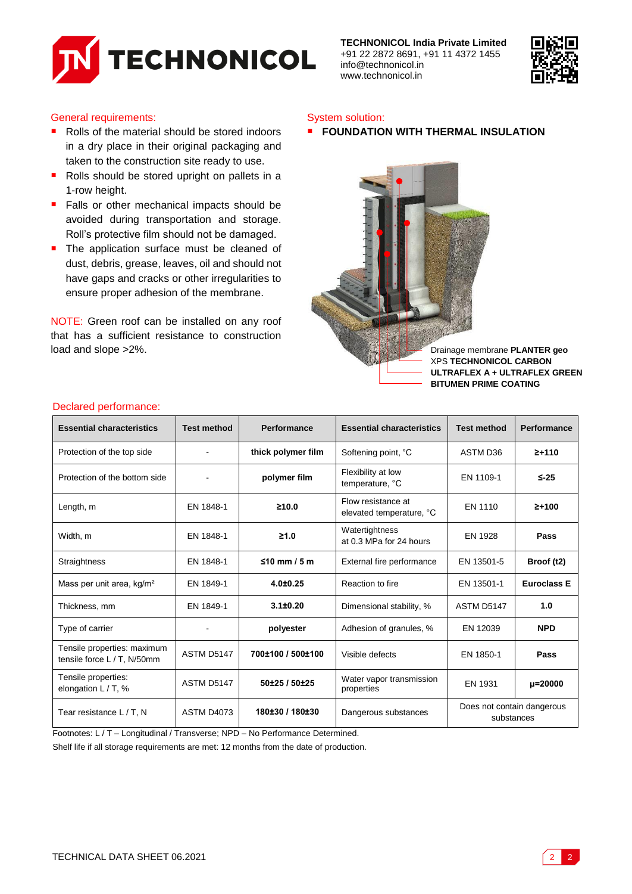**TECHNONICOL India Private Limited**
+91 22 2872 8691, +91 11 4372 1455
info@technonicol.in
www.technonicol.in

## General requirements:

- Rolls of the material should be stored indoors in a dry place in their original packaging and taken to the construction site ready to use.
- Rolls should be stored upright on pallets in a 1-row height.
- Falls or other mechanical impacts should be avoided during transportation and storage. Roll's protective film should not be damaged.
- The application surface must be cleaned of dust, debris, grease, leaves, oil and should not have gaps and cracks or other irregularities to ensure proper adhesion of the membrane.

NOTE: Green roof can be installed on any roof that has a sufficient resistance to construction load and slope >2%.

## System solution:

- **FOUNDATION WITH THERMAL INSULATION**

Drainage membrane **PLANTER geo**
XPS **TECHNONICOL CARBON**
**ULTRAFLEX A + ULTRAFLEX GREEN**
**BITUMEN PRIME COATING**

## Declared performance:

| Essential characteristics | Test method | Performance | Essential characteristics | Test method | Performance |
|---|---|---|---|---|---|
| Protection of the top side | - | **thick polymer film** | Softening point, °C | ASTM D36 | **≥+110** |
| Protection of the bottom side | - | **polymer film** | Flexibility at low temperature, °C | EN 1109-1 | **≤-25** |
| Length, m | EN 1848-1 | **≥10.0** | Flow resistance at elevated temperature, °C | EN 1110 | **≥+100** |
| Width, m | EN 1848-1 | **≥1.0** | Watertightness at 0.3 MPa for 24 hours | EN 1928 | **Pass** |
| Straightness | EN 1848-1 | **≤10 mm / 5 m** | External fire performance | EN 13501-5 | **Broof (t2)** |
| Mass per unit area, kg/m² | EN 1849-1 | **4.0±0.25** | Reaction to fire | EN 13501-1 | **Euroclass E** |
| Thickness, mm | EN 1849-1 | **3.1±0.20** | Dimensional stability, % | ASTM D5147 | **1.0** |
| Type of carrier | - | **polyester** | Adhesion of granules, % | EN 12039 | **NPD** |
| Tensile properties: maximum tensile force L / T, N/50mm | ASTM D5147 | **700±100 / 500±100** | Visible defects | EN 1850-1 | **Pass** |
| Tensile properties: elongation L / T, % | ASTM D5147 | **50±25 / 50±25** | Water vapor transmission properties | EN 1931 | **μ=20000** |
| Tear resistance L / T, N | ASTM D4073 | **180±30 / 180±30** | Dangerous substances | Does not contain dangerous substances | |

Footnotes: L / T – Longitudinal / Transverse; NPD – No Performance Determined.

Shelf life if all storage requirements are met: 12 months from the date of production.

TECHNICAL DATA SHEET 06.2021